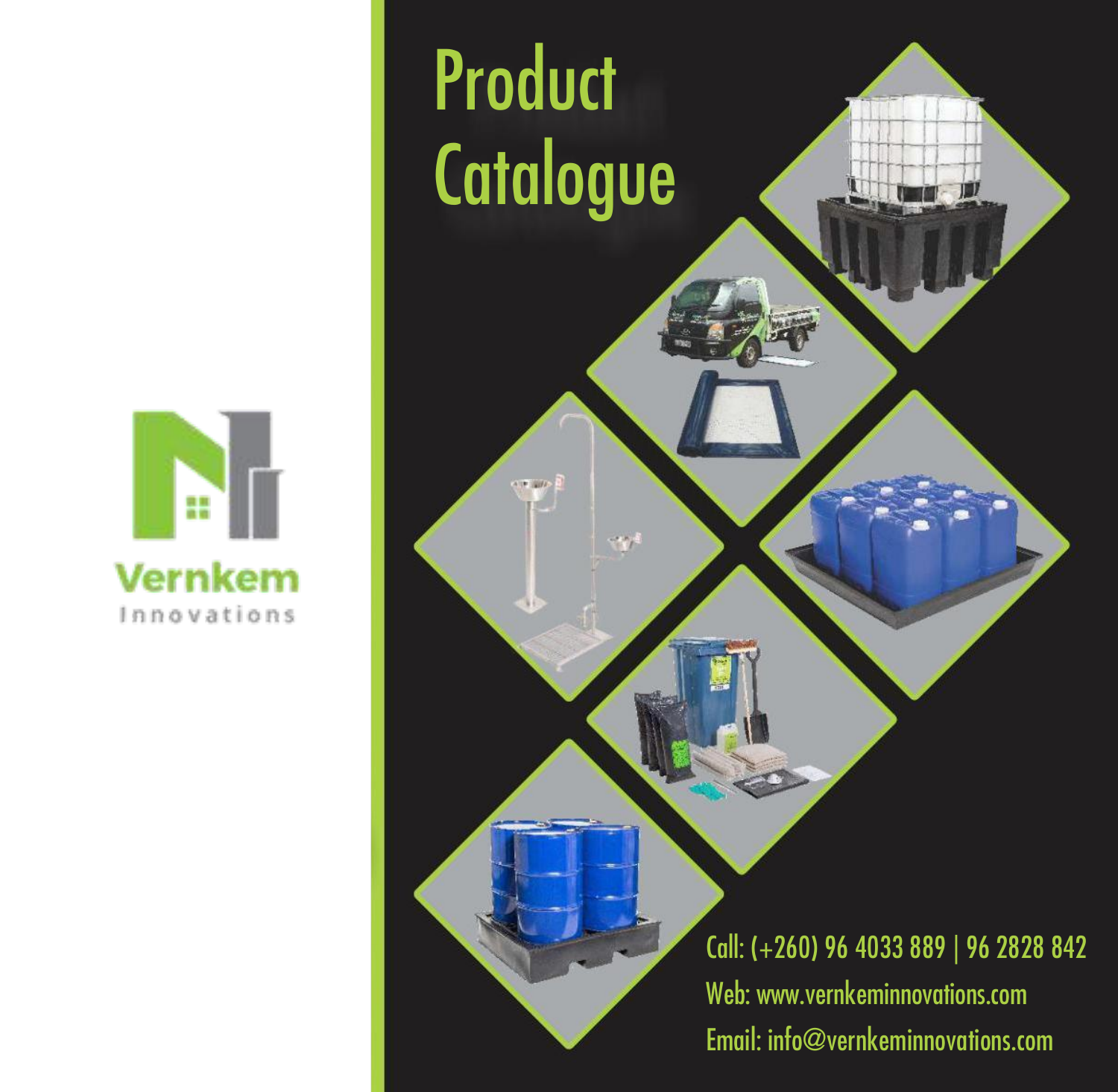Vernkem

Innovations

# Product Catalogue

Call: (+260) 96 4033 889 | 96 2828 842

Web: www.vernkeminnovations.com

Email: info@vernkeminnovations.com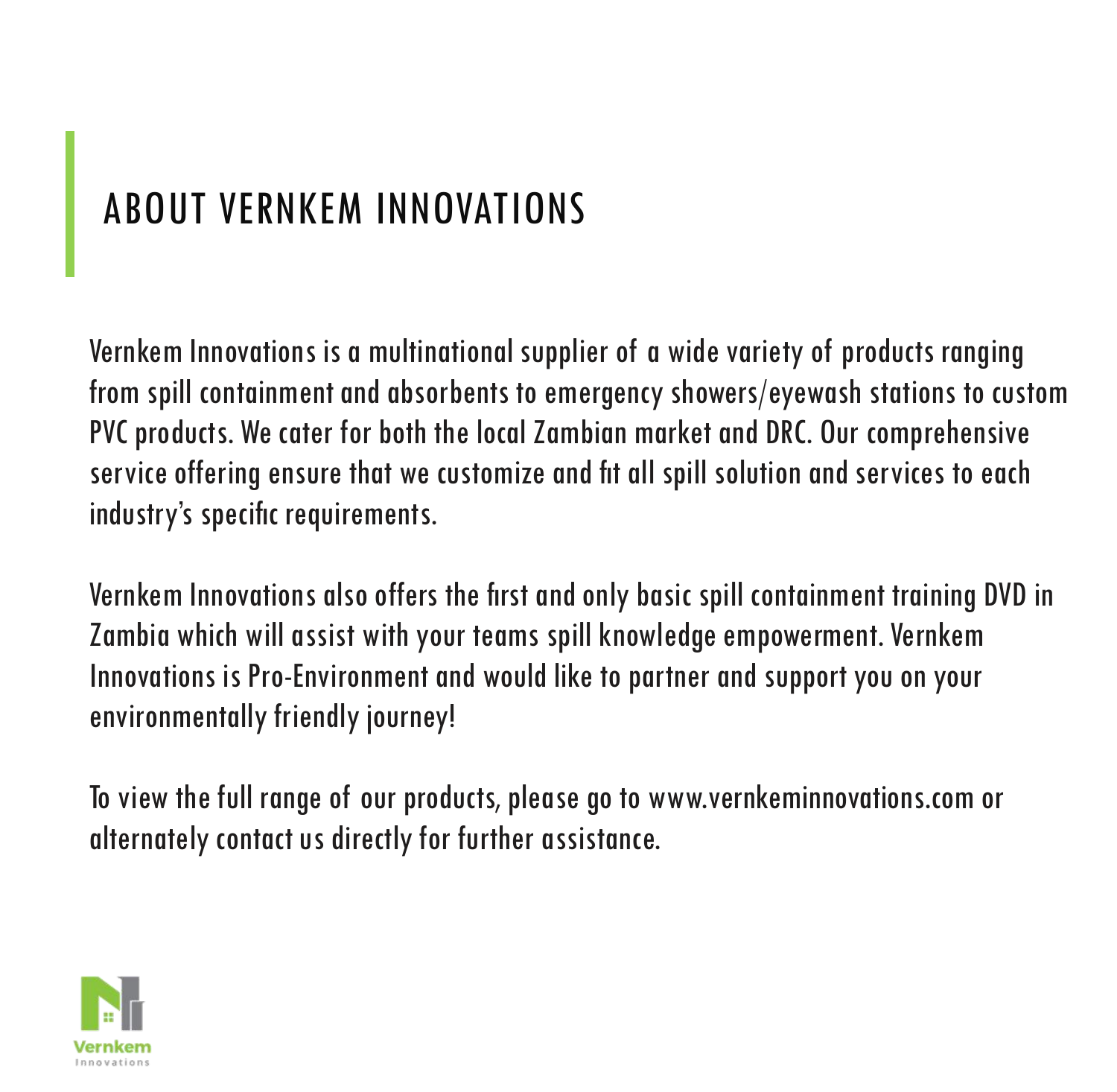# ABOUT VERNKEM INNOVATIONS

Vernkem Innovations is a multinational supplier of a wide variety of products ranging from spill containment and absorbents to emergency showers/eyewash stations to custom PVC products. We cater for both the local Zambian market and DRC. Our comprehensive service offering ensure that we customize and fit all spill solution and services to each industry's specific requirements.

Vernkem Innovations also offers the first and only basic spill containment training DVD in Zambia which will assist with your teams spill knowledge empowerment. Vernkem Innovations is Pro-Environment and would like to partner and support you on your environmentally friendly journey!

To view the full range of our products, please go to www.vernkeminnovations.com or alternately contact us directly for further assistance.

Vernkem
Innovations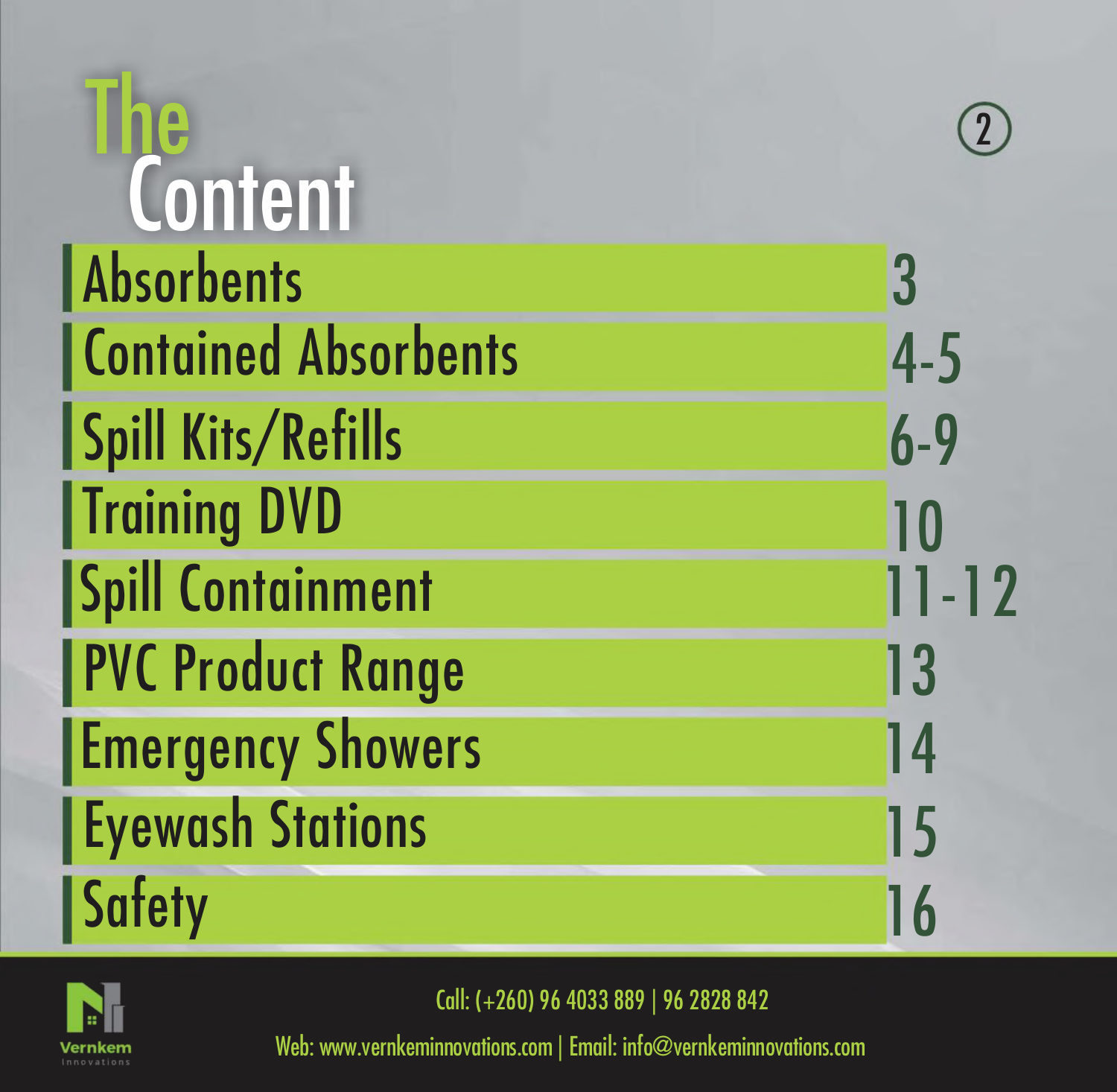# The Content

| Section | Page |
| --- | --- |
| Absorbents | 3 |
| Contained Absorbents | 4-5 |
| Spill Kits/Refills | 6-9 |
| Training DVD | 10 |
| Spill Containment | 11-12 |
| PVC Product Range | 13 |
| Emergency Showers | 14 |
| Eyewash Stations | 15 |
| Safety | 16 |

Vernkem Innovations

Call: (+260) 96 4033 889 | 96 2828 842

Web: www.vernkeminnovations.com | Email: info@vernkeminnovations.com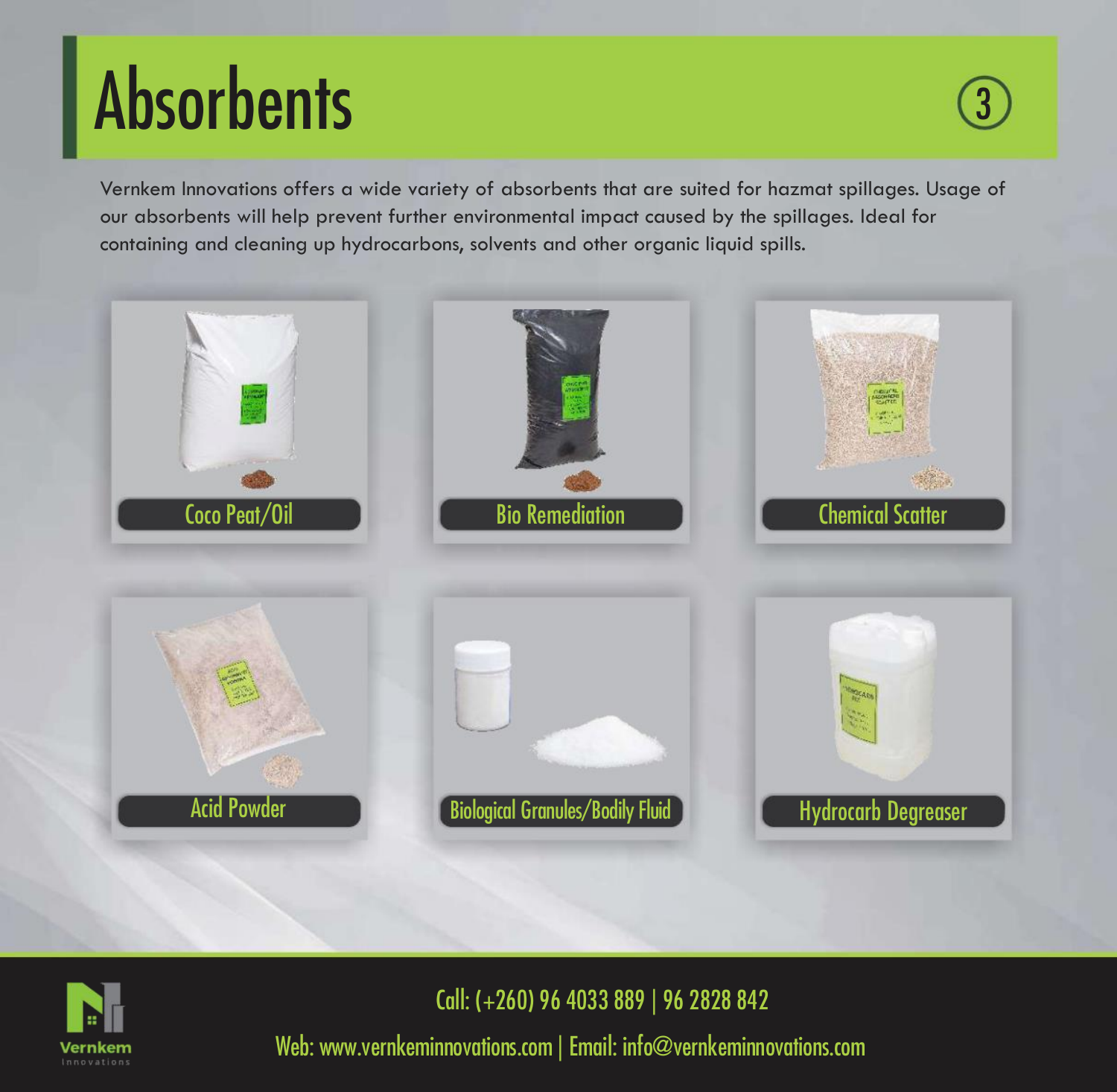# Absorbents

Vernkem Innovations offers a wide variety of absorbents that are suited for hazmat spillages. Usage of our absorbents will help prevent further environmental impact caused by the spillages. Ideal for containing and cleaning up hydrocarbons, solvents and other organic liquid spills.

Coco Peat/Oil

Bio Remediation

Chemical Scatter

Acid Powder

Biological Granules/Bodily Fluid

Hydrocarb Degreaser

Call: (+260) 96 4033 889 | 96 2828 842

Web: www.vernkeminnovations.com | Email: info@vernkeminnovations.com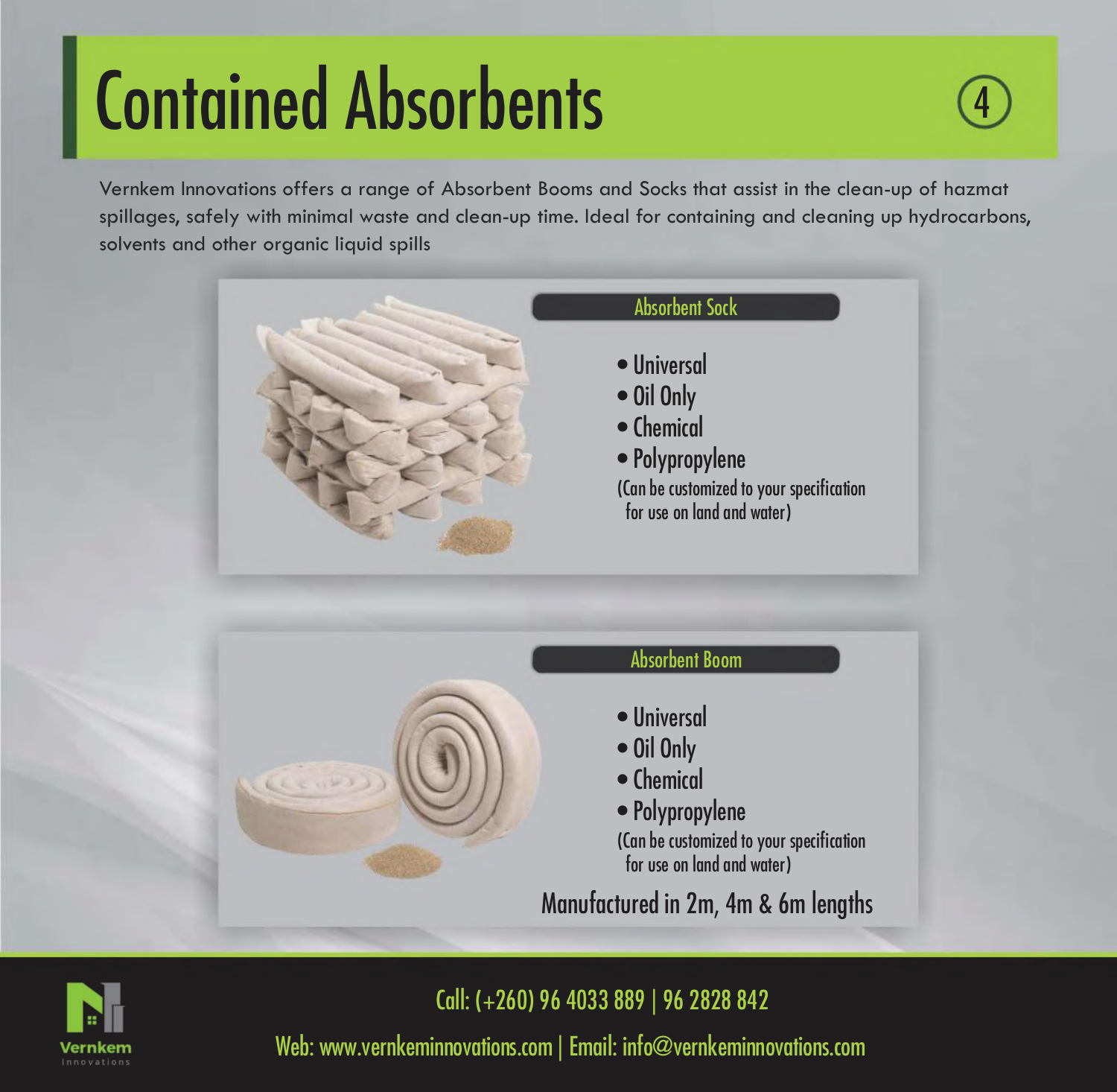# Contained Absorbents

Vernkem Innovations offers a range of Absorbent Booms and Socks that assist in the clean-up of hazmat spillages, safely with minimal waste and clean-up time. Ideal for containing and cleaning up hydrocarbons, solvents and other organic liquid spills

## Absorbent Sock

- Universal
- Oil Only
- Chemical
- Polypropylene

(Can be customized to your specification for use on land and water)

## Absorbent Boom

- Universal
- Oil Only
- Chemical
- Polypropylene

(Can be customized to your specification for use on land and water)

Manufactured in 2m, 4m & 6m lengths

Call: (+260) 96 4033 889 | 96 2828 842

Web: www.vernkeminnovations.com | Email: info@vernkeminnovations.com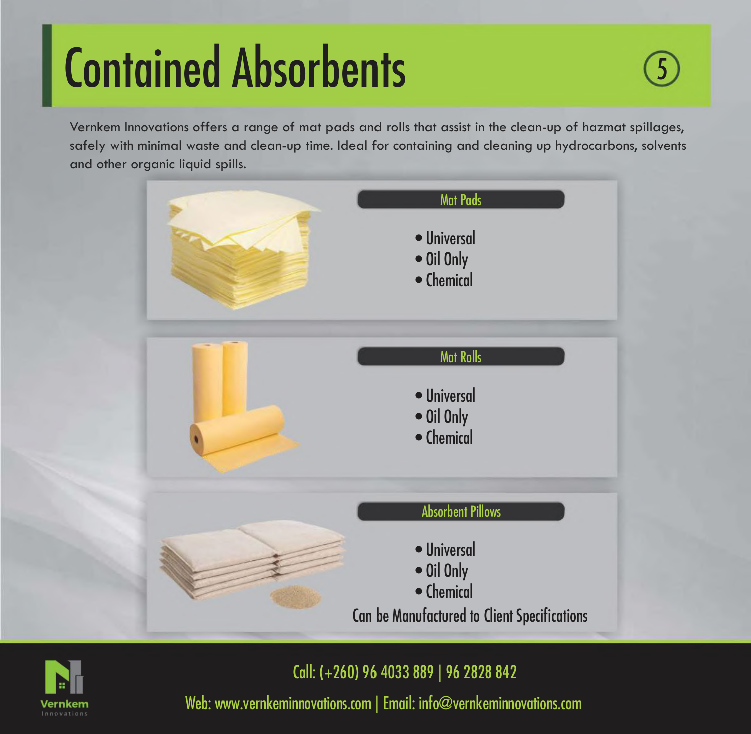# Contained Absorbents

Vernkem Innovations offers a range of mat pads and rolls that assist in the clean-up of hazmat spillages, safely with minimal waste and clean-up time. Ideal for containing and cleaning up hydrocarbons, solvents and other organic liquid spills.

## Mat Pads

- Universal
- Oil Only
- Chemical

## Mat Rolls

- Universal
- Oil Only
- Chemical

## Absorbent Pillows

- Universal
- Oil Only
- Chemical

Can be Manufactured to Client Specifications

Call: (+260) 96 4033 889 | 96 2828 842

Web: www.vernkeminnovations.com | Email: info@vernkeminnovations.com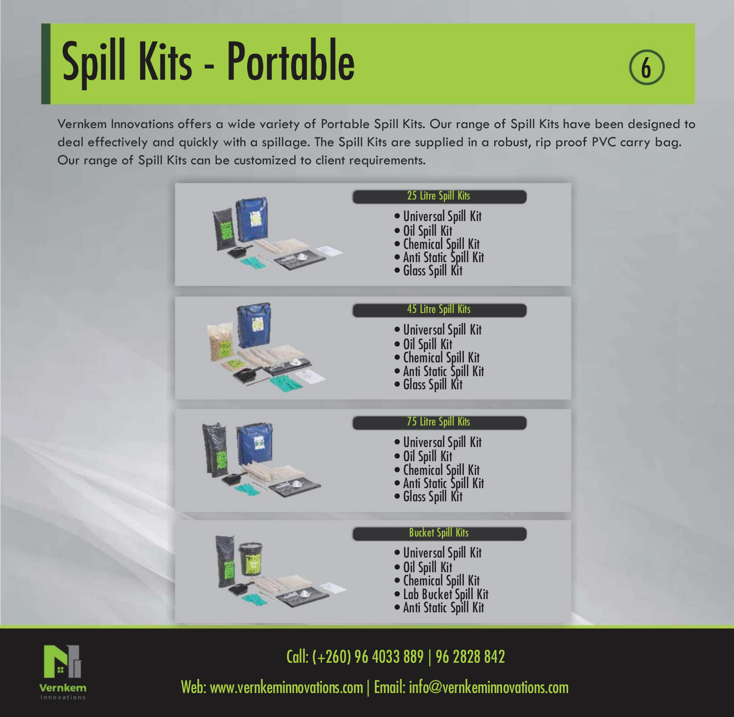# Spill Kits - Portable

Vernkem Innovations offers a wide variety of Portable Spill Kits. Our range of Spill Kits have been designed to deal effectively and quickly with a spillage. The Spill Kits are supplied in a robust, rip proof PVC carry bag. Our range of Spill Kits can be customized to client requirements.

## 25 Litre Spill Kits

- Universal Spill Kit
- Oil Spill Kit
- Chemical Spill Kit
- Anti Static Spill Kit
- Glass Spill Kit

## 45 Litre Spill Kits

- Universal Spill Kit
- Oil Spill Kit
- Chemical Spill Kit
- Anti Static Spill Kit
- Glass Spill Kit

## 75 Litre Spill Kits

- Universal Spill Kit
- Oil Spill Kit
- Chemical Spill Kit
- Anti Static Spill Kit
- Glass Spill Kit

## Bucket Spill Kits

- Universal Spill Kit
- Oil Spill Kit
- Chemical Spill Kit
- Lab Bucket Spill Kit
- Anti Static Spill Kit

Call: (+260) 96 4033 889 | 96 2828 842

Web: www.vernkeminnovations.com | Email: info@vernkeminnovations.com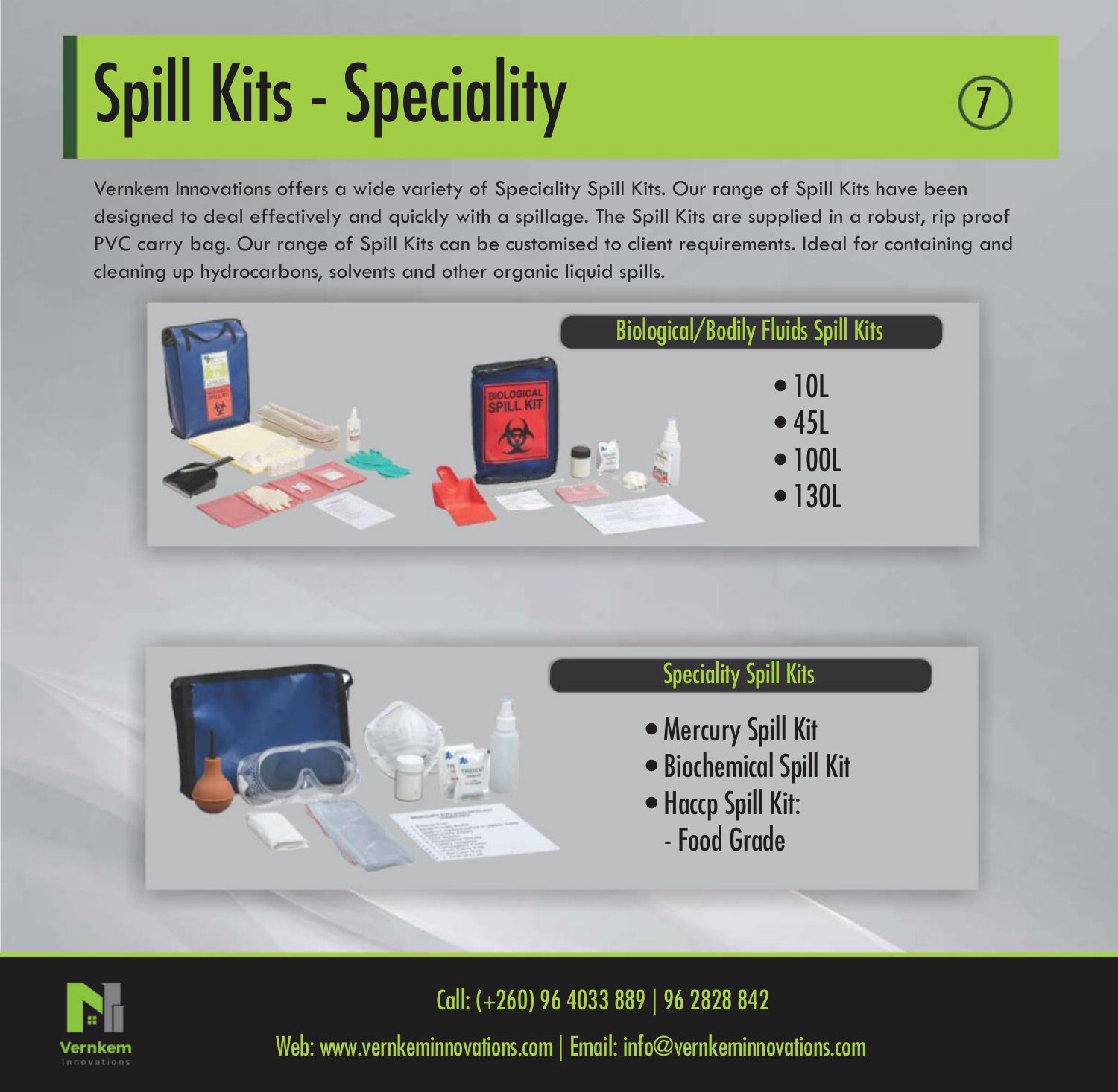# Spill Kits - Speciality

Vernkem Innovations offers a wide variety of Speciality Spill Kits. Our range of Spill Kits have been designed to deal effectively and quickly with a spillage. The Spill Kits are supplied in a robust, rip proof PVC carry bag. Our range of Spill Kits can be customised to client requirements. Ideal for containing and cleaning up hydrocarbons, solvents and other organic liquid spills.

## Biological/Bodily Fluids Spill Kits

- 10L
- 45L
- 100L
- 130L

## Speciality Spill Kits

- Mercury Spill Kit
- Biochemical Spill Kit
- Haccp Spill Kit:
  - Food Grade

Call: (+260) 96 4033 889 | 96 2828 842

Web: www.vernkeminnovations.com | Email: info@vernkeminnovations.com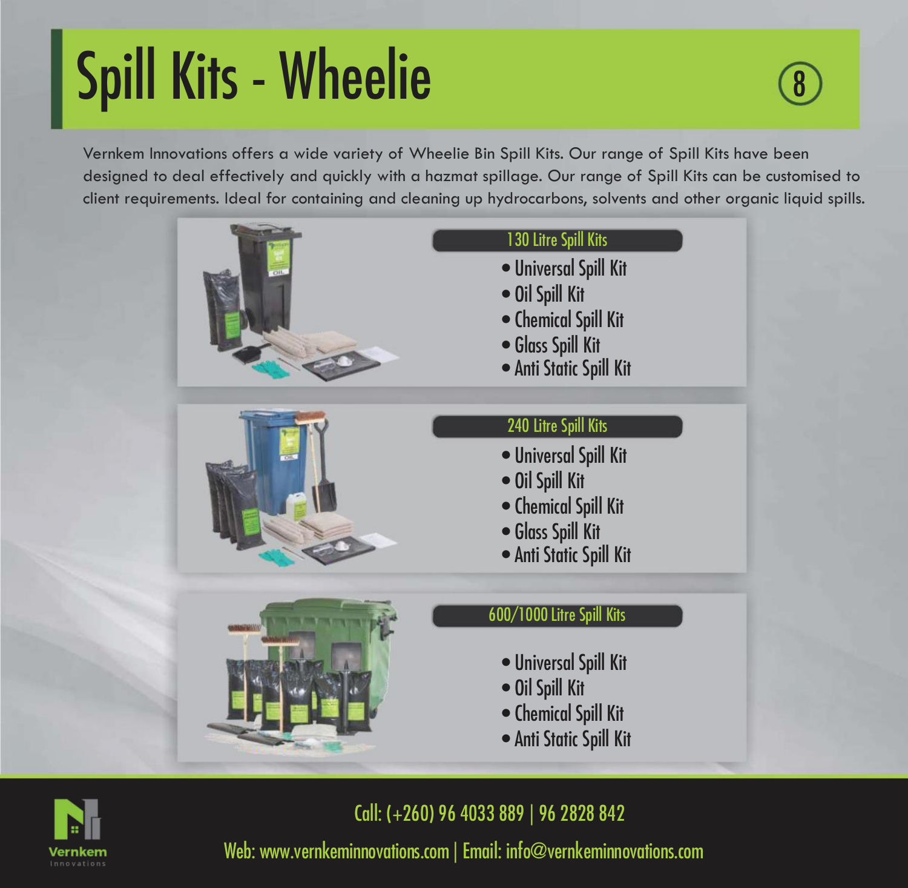# Spill Kits - Wheelie

Vernkem Innovations offers a wide variety of Wheelie Bin Spill Kits. Our range of Spill Kits have been designed to deal effectively and quickly with a hazmat spillage. Our range of Spill Kits can be customised to client requirements. Ideal for containing and cleaning up hydrocarbons, solvents and other organic liquid spills.

## 130 Litre Spill Kits

- Universal Spill Kit
- Oil Spill Kit
- Chemical Spill Kit
- Glass Spill Kit
- Anti Static Spill Kit

## 240 Litre Spill Kits

- Universal Spill Kit
- Oil Spill Kit
- Chemical Spill Kit
- Glass Spill Kit
- Anti Static Spill Kit

## 600/1000 Litre Spill Kits

- Universal Spill Kit
- Oil Spill Kit
- Chemical Spill Kit
- Anti Static Spill Kit

Call: (+260) 96 4033 889 | 96 2828 842

Web: www.vernkeminnovations.com | Email: info@vernkeminnovations.com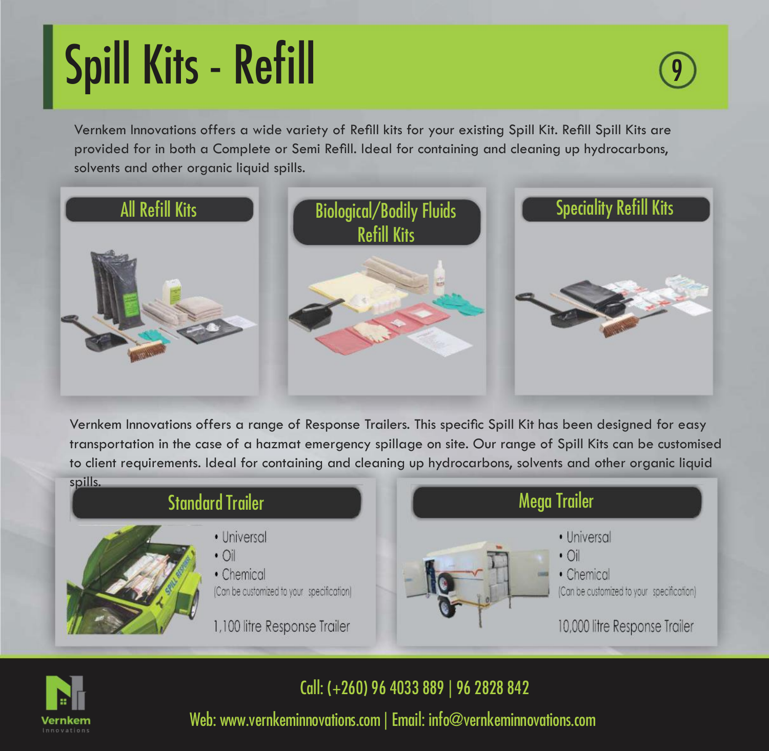# Spill Kits - Refill

Vernkem Innovations offers a wide variety of Refill kits for your existing Spill Kit. Refill Spill Kits are provided for in both a Complete or Semi Refill. Ideal for containing and cleaning up hydrocarbons, solvents and other organic liquid spills.

## All Refill Kits

## Biological/Bodily Fluids Refill Kits

## Speciality Refill Kits

Vernkem Innovations offers a range of Response Trailers. This specific Spill Kit has been designed for easy transportation in the case of a hazmat emergency spillage on site. Our range of Spill Kits can be customised to client requirements. Ideal for containing and cleaning up hydrocarbons, solvents and other organic liquid spills.

## Standard Trailer

- Universal
- Oil
- Chemical

(Can be customized to your specification)

1,100 litre Response Trailer

## Mega Trailer

- Universal
- Oil
- Chemical

(Can be customized to your specification)

10,000 litre Response Trailer

Call: (+260) 96 4033 889 | 96 2828 842

Web: www.vernkeminnovations.com | Email: info@vernkeminnovations.com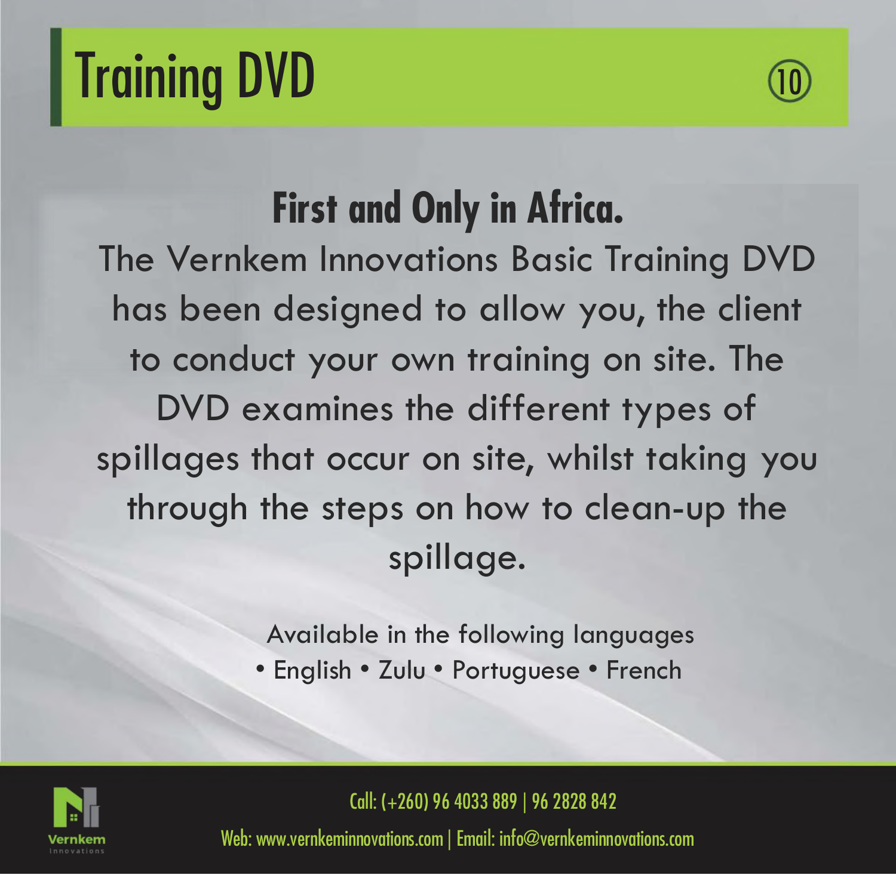# Training DVD

10

## First and Only in Africa.

The Vernkem Innovations Basic Training DVD has been designed to allow you, the client to conduct your own training on site. The DVD examines the different types of spillages that occur on site, whilst taking you through the steps on how to clean-up the spillage.

Available in the following languages

• English • Zulu • Portuguese • French

Call: (+260) 96 4033 889 | 96 2828 842

Web: www.vernkeminnovations.com | Email: info@vernkeminnovations.com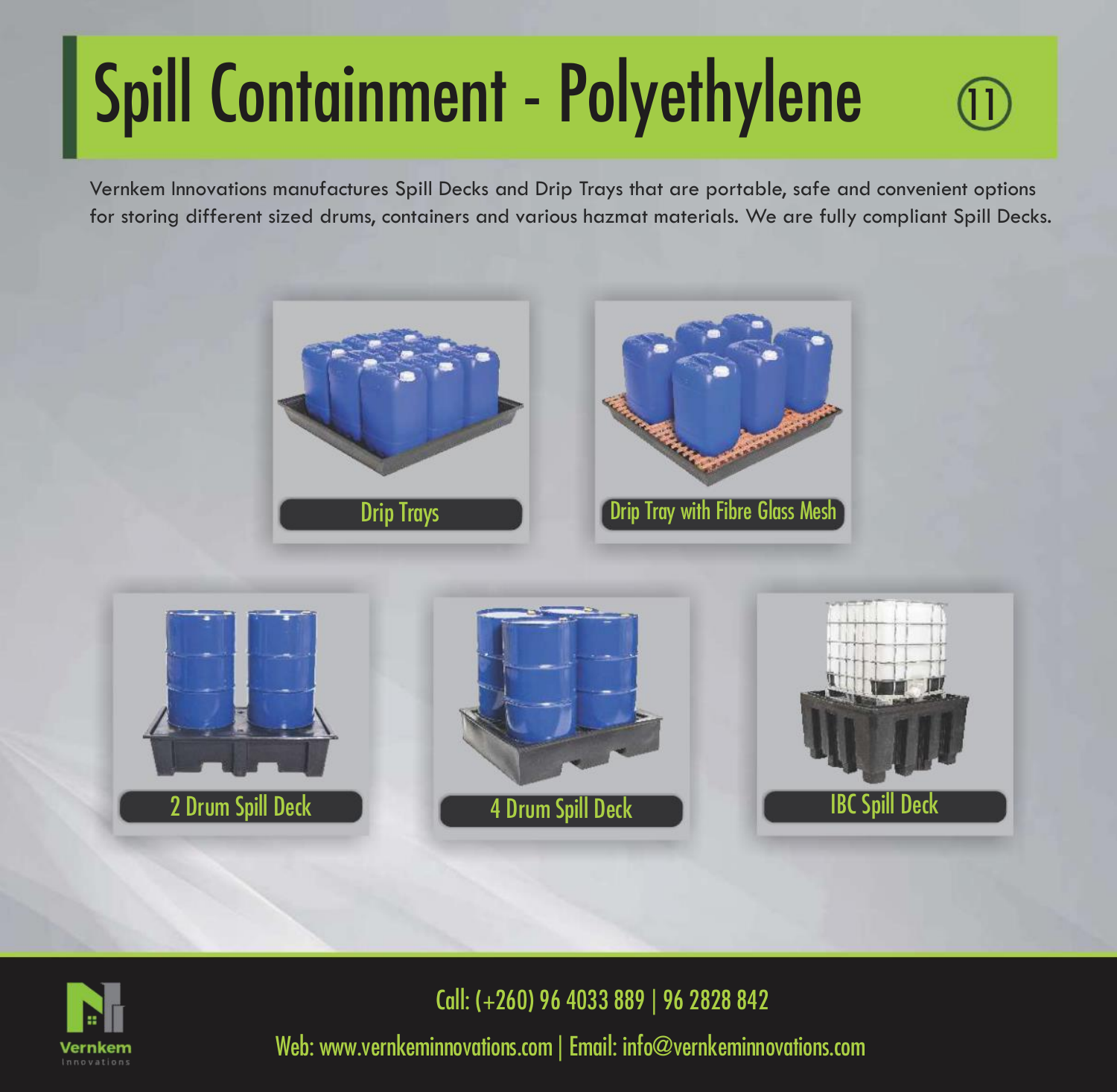# Spill Containment - Polyethylene

Vernkem Innovations manufactures Spill Decks and Drip Trays that are portable, safe and convenient options for storing different sized drums, containers and various hazmat materials. We are fully compliant Spill Decks.

Drip Trays

Drip Tray with Fibre Glass Mesh

2 Drum Spill Deck

4 Drum Spill Deck

IBC Spill Deck

Call: (+260) 96 4033 889 | 96 2828 842

Web: www.vernkeminnovations.com | Email: info@vernkeminnovations.com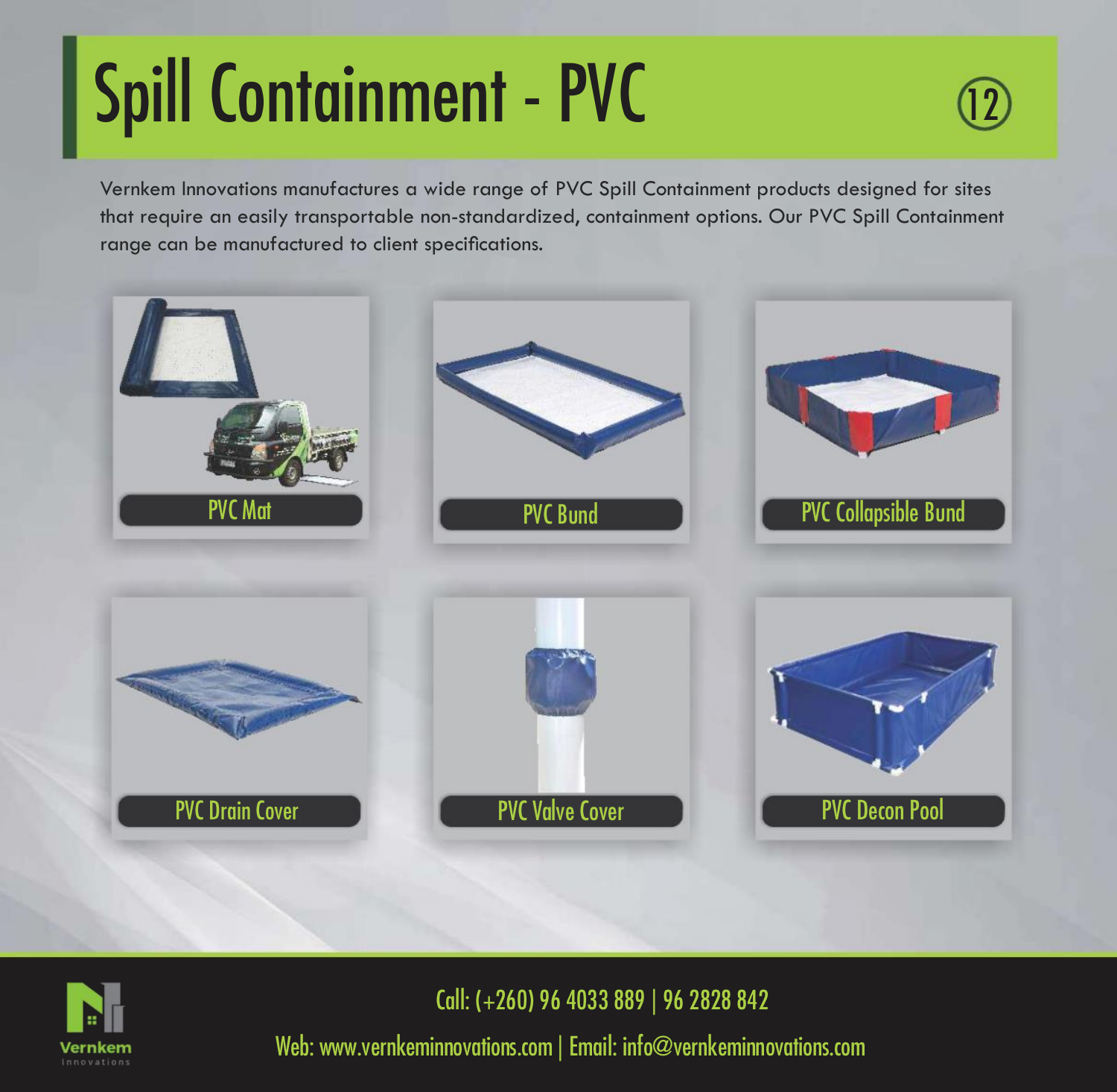# Spill Containment - PVC

Vernkem Innovations manufactures a wide range of PVC Spill Containment products designed for sites that require an easily transportable non-standardized, containment options. Our PVC Spill Containment range can be manufactured to client specifications.

- PVC Mat
- PVC Bund
- PVC Collapsible Bund
- PVC Drain Cover
- PVC Valve Cover
- PVC Decon Pool

Call: (+260) 96 4033 889 | 96 2828 842

Web: www.vernkeminnovations.com | Email: info@vernkeminnovations.com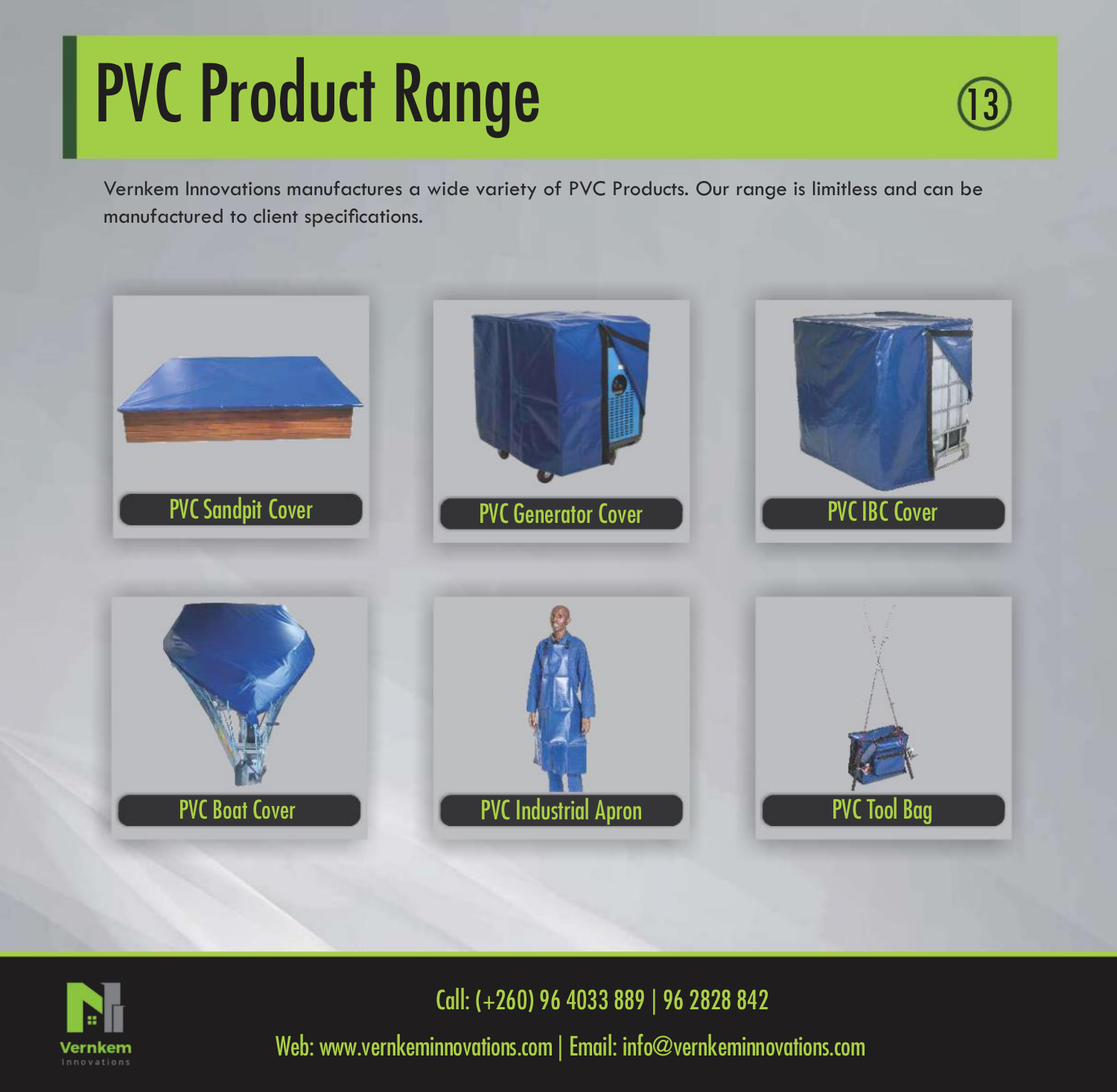# PVC Product Range

Vernkem Innovations manufactures a wide variety of PVC Products. Our range is limitless and can be manufactured to client specifications.

PVC Sandpit Cover

PVC Generator Cover

PVC IBC Cover

PVC Boat Cover

PVC Industrial Apron

PVC Tool Bag

Call: (+260) 96 4033 889 | 96 2828 842

Web: www.vernkeminnovations.com | Email: info@vernkeminnovations.com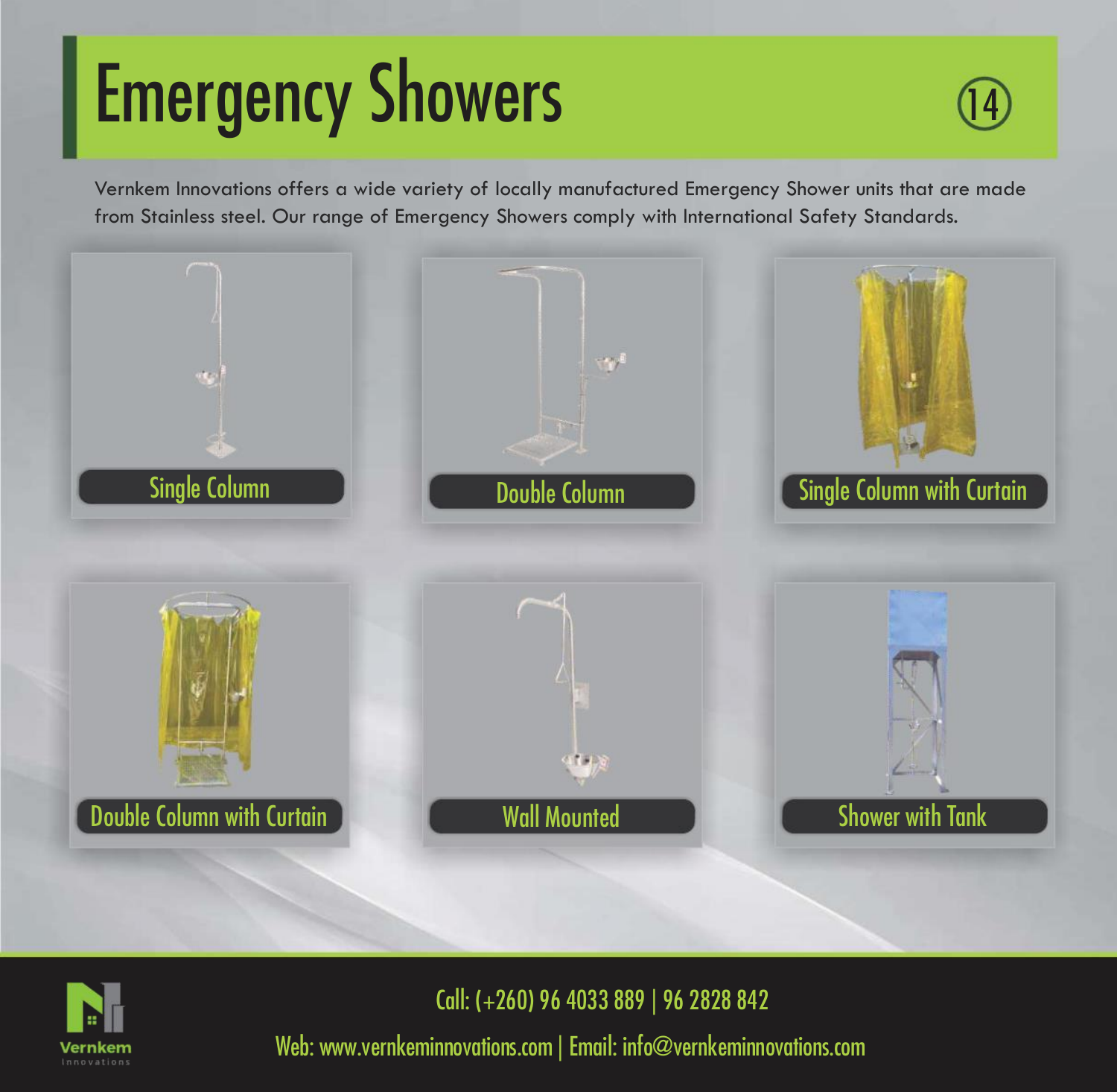# Emergency Showers

Vernkem Innovations offers a wide variety of locally manufactured Emergency Shower units that are made from Stainless steel. Our range of Emergency Showers comply with International Safety Standards.

- Single Column
- Double Column
- Single Column with Curtain
- Double Column with Curtain
- Wall Mounted
- Shower with Tank

Vernkem Innovations

Call: (+260) 96 4033 889 | 96 2828 842

Web: www.vernkeminnovations.com | Email: info@vernkeminnovations.com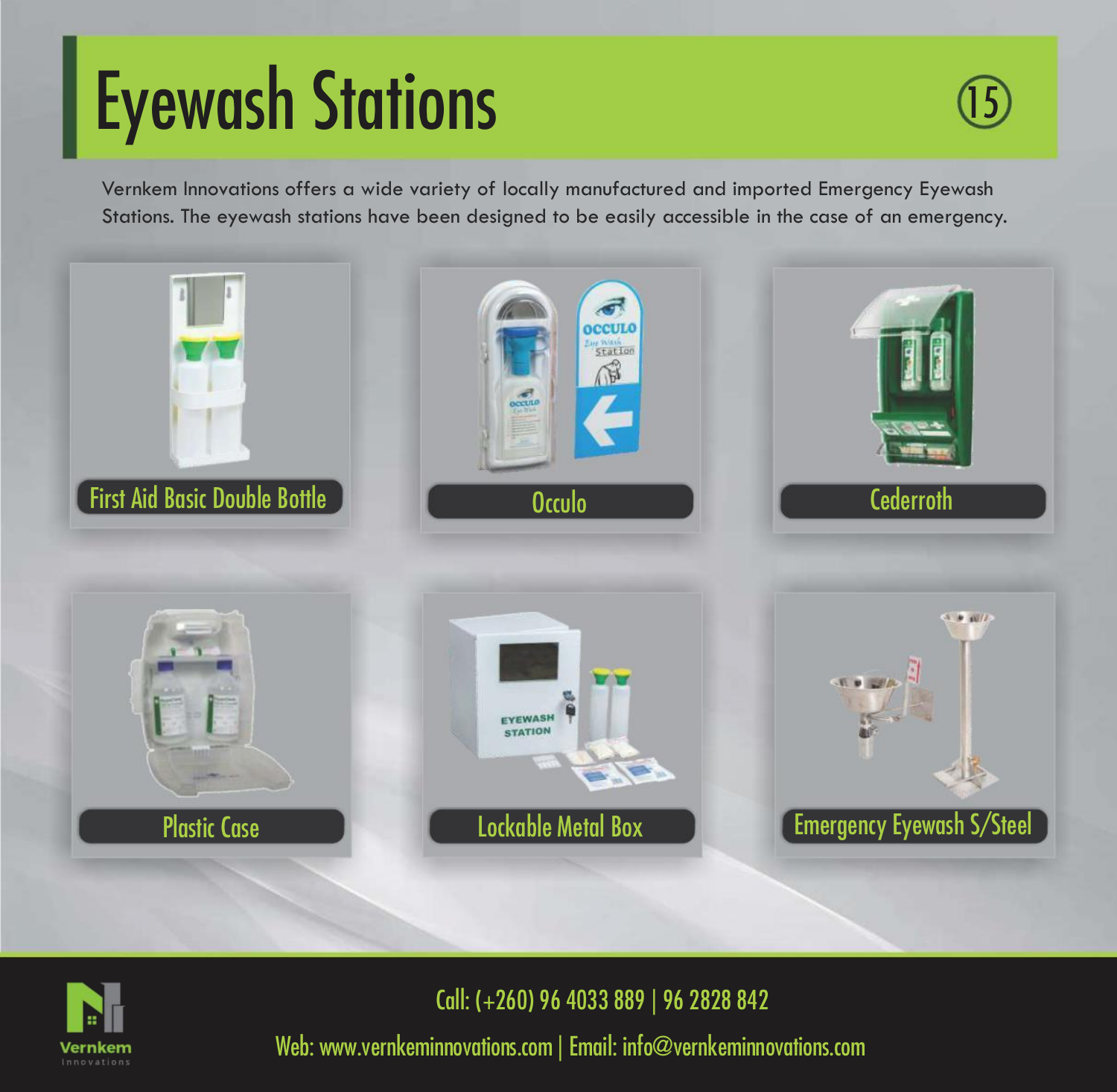# Eyewash Stations

Vernkem Innovations offers a wide variety of locally manufactured and imported Emergency Eyewash Stations. The eyewash stations have been designed to be easily accessible in the case of an emergency.

First Aid Basic Double Bottle

Occulo

Cederroth

Plastic Case

Lockable Metal Box

Emergency Eyewash S/Steel

Call: (+260) 96 4033 889 | 96 2828 842

Web: www.vernkeminnovations.com | Email: info@vernkeminnovations.com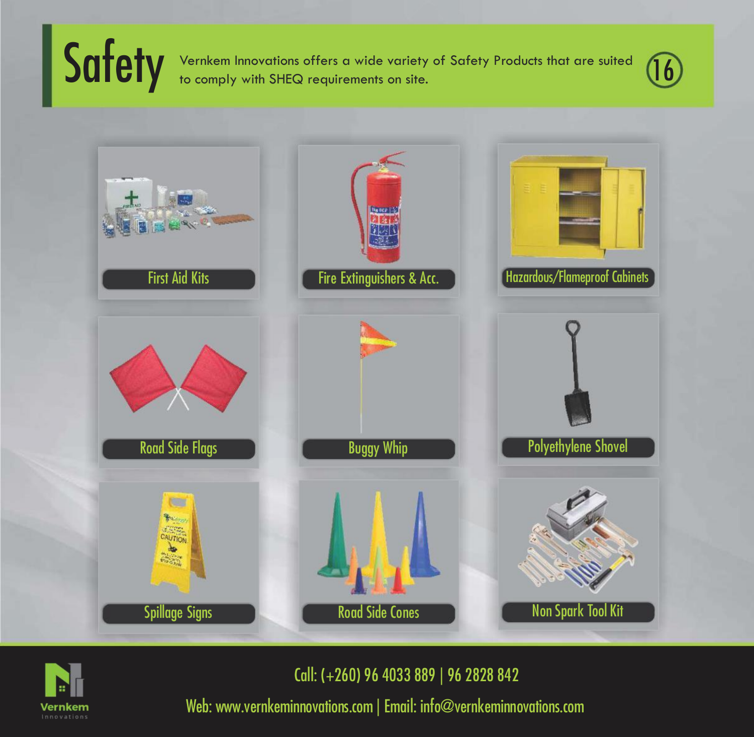# Safety

Vernkem Innovations offers a wide variety of Safety Products that are suited to comply with SHEQ requirements on site.

- First Aid Kits
- Fire Extinguishers & Acc.
- Hazardous/Flameproof Cabinets
- Road Side Flags
- Buggy Whip
- Polyethylene Shovel
- Spillage Signs
- Road Side Cones
- Non Spark Tool Kit

Vernkem Innovations

Call: (+260) 96 4033 889 | 96 2828 842

Web: www.vernkeminnovations.com | Email: info@vernkeminnovations.com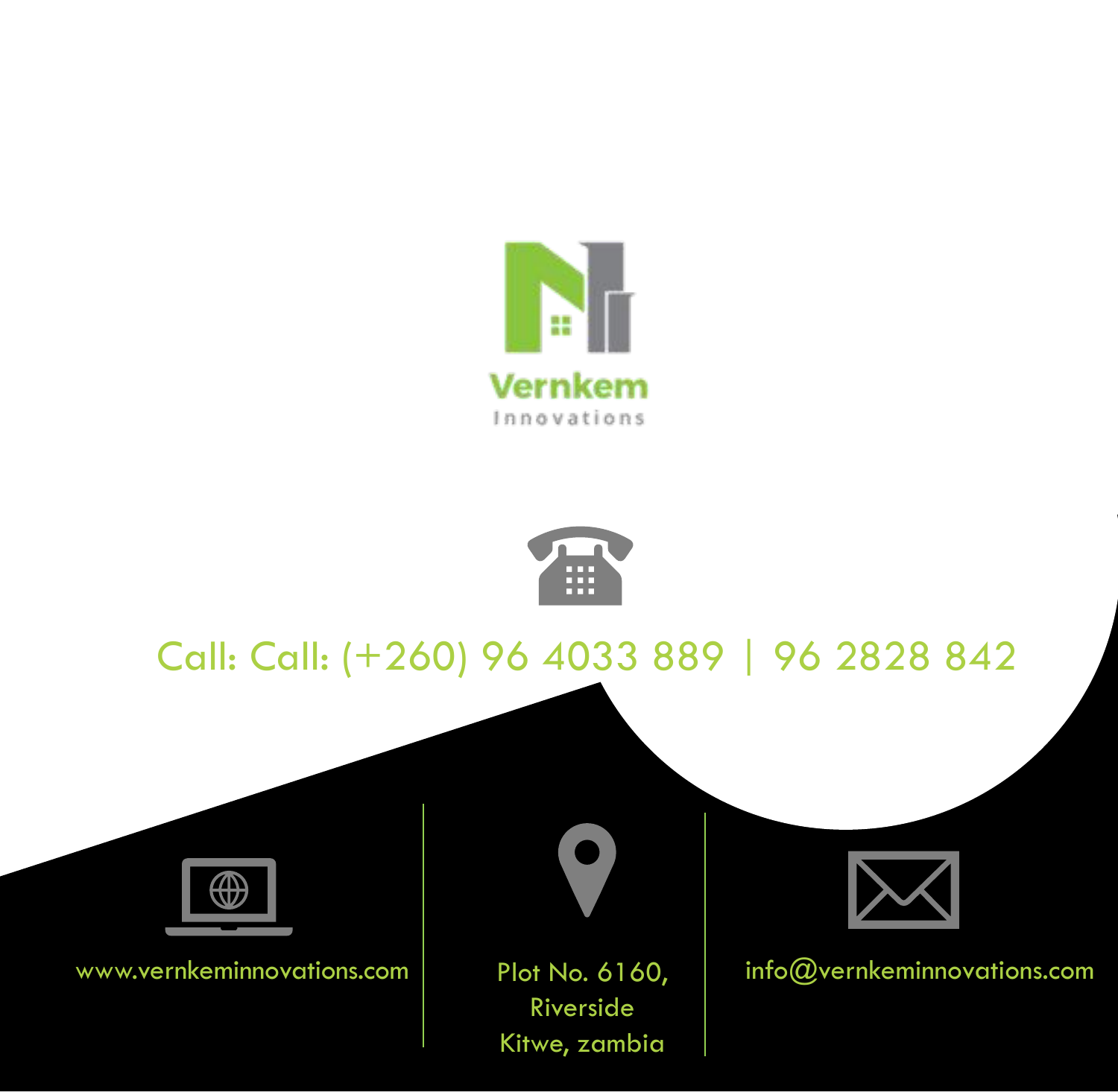Vernkem
Innovations

Call: Call: (+260) 96 4033 889 | 96 2828 842

www.vernkeminnovations.com

Plot No. 6160,
Riverside
Kitwe, zambia

info@vernkeminnovations.com